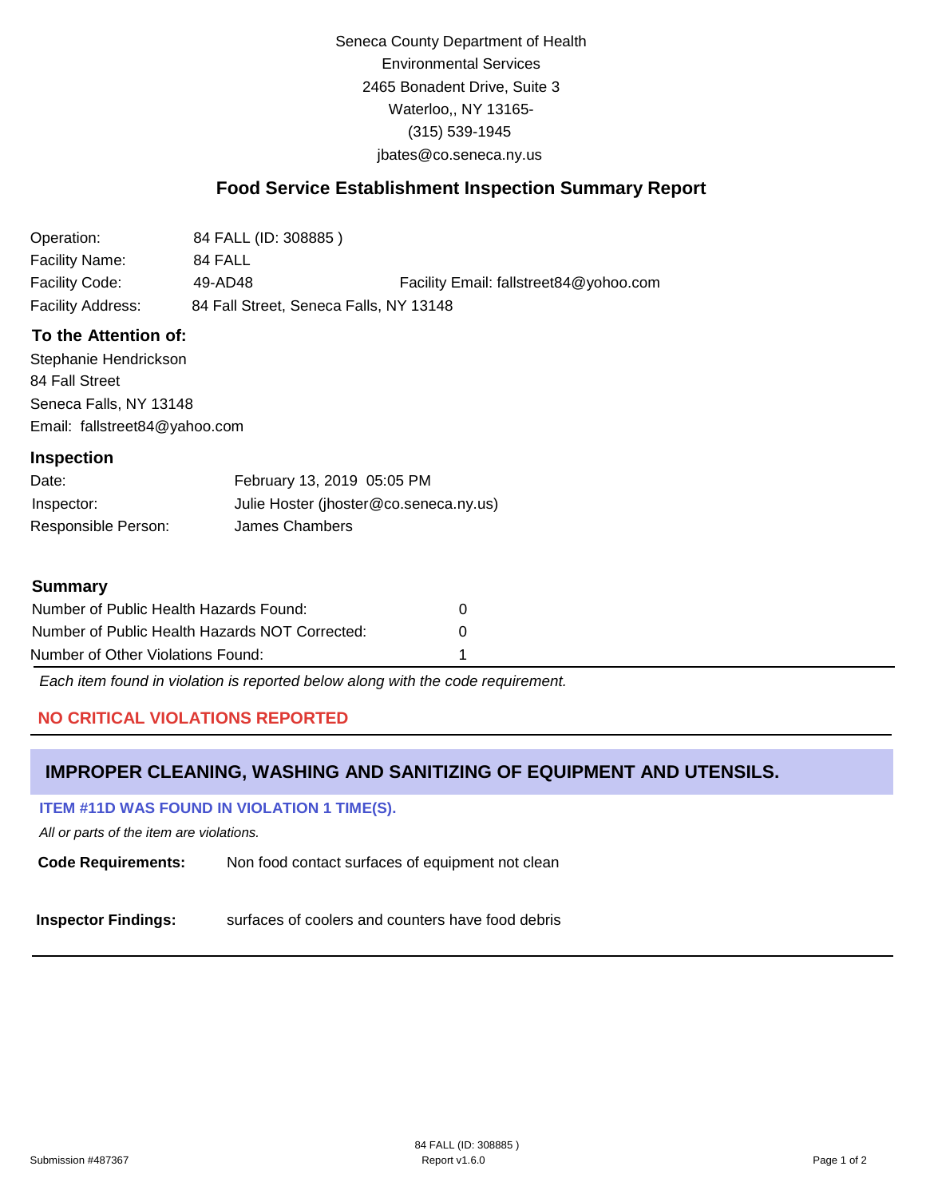Seneca County Department of Health
Environmental Services
2465 Bonadent Drive, Suite 3
Waterloo,, NY 13165-
(315) 539-1945
jbates@co.seneca.ny.us

## Food Service Establishment Inspection Summary Report

| | | |
|---|---|---|
| Operation: | 84 FALL (ID: 308885 ) | |
| Facility Name: | 84 FALL | |
| Facility Code: | 49-AD48 | Facility Email: fallstreet84@yohoo.com |
| Facility Address: | 84 Fall Street, Seneca Falls, NY 13148 | |

### To the Attention of:

Stephanie Hendrickson
84 Fall Street
Seneca Falls, NY 13148
Email: fallstreet84@yahoo.com

### Inspection

| | |
|---|---|
| Date: | February 13, 2019 05:05 PM |
| Inspector: | Julie Hoster (jhoster@co.seneca.ny.us) |
| Responsible Person: | James Chambers |

### Summary

| | |
|---|---|
| Number of Public Health Hazards Found: | 0 |
| Number of Public Health Hazards NOT Corrected: | 0 |
| Number of Other Violations Found: | 1 |

*Each item found in violation is reported below along with the code requirement.*

**NO CRITICAL VIOLATIONS REPORTED**

## IMPROPER CLEANING, WASHING AND SANITIZING OF EQUIPMENT AND UTENSILS.

**ITEM #11D WAS FOUND IN VIOLATION 1 TIME(S).**

*All or parts of the item are violations.*

**Code Requirements:** Non food contact surfaces of equipment not clean

**Inspector Findings:** surfaces of coolers and counters have food debris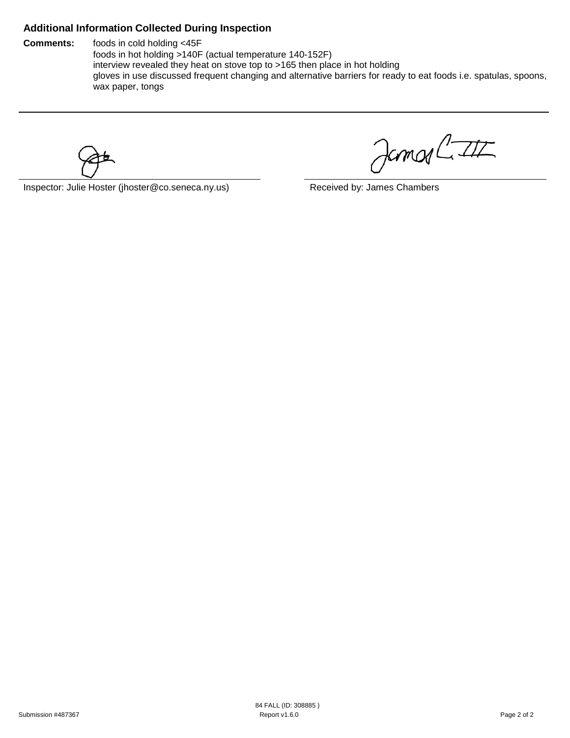## Additional Information Collected During Inspection

**Comments:** foods in cold holding <45F
foods in hot holding >140F (actual temperature 140-152F)
interview revealed they heat on stove top to >165 then place in hot holding
gloves in use discussed frequent changing and alternative barriers for ready to eat foods i.e. spatulas, spoons, wax paper, tongs

---

Inspector: Julie Hoster (jhoster@co.seneca.ny.us)

Received by: James Chambers

Submission #487367

84 FALL (ID: 308885 )
Report v1.6.0